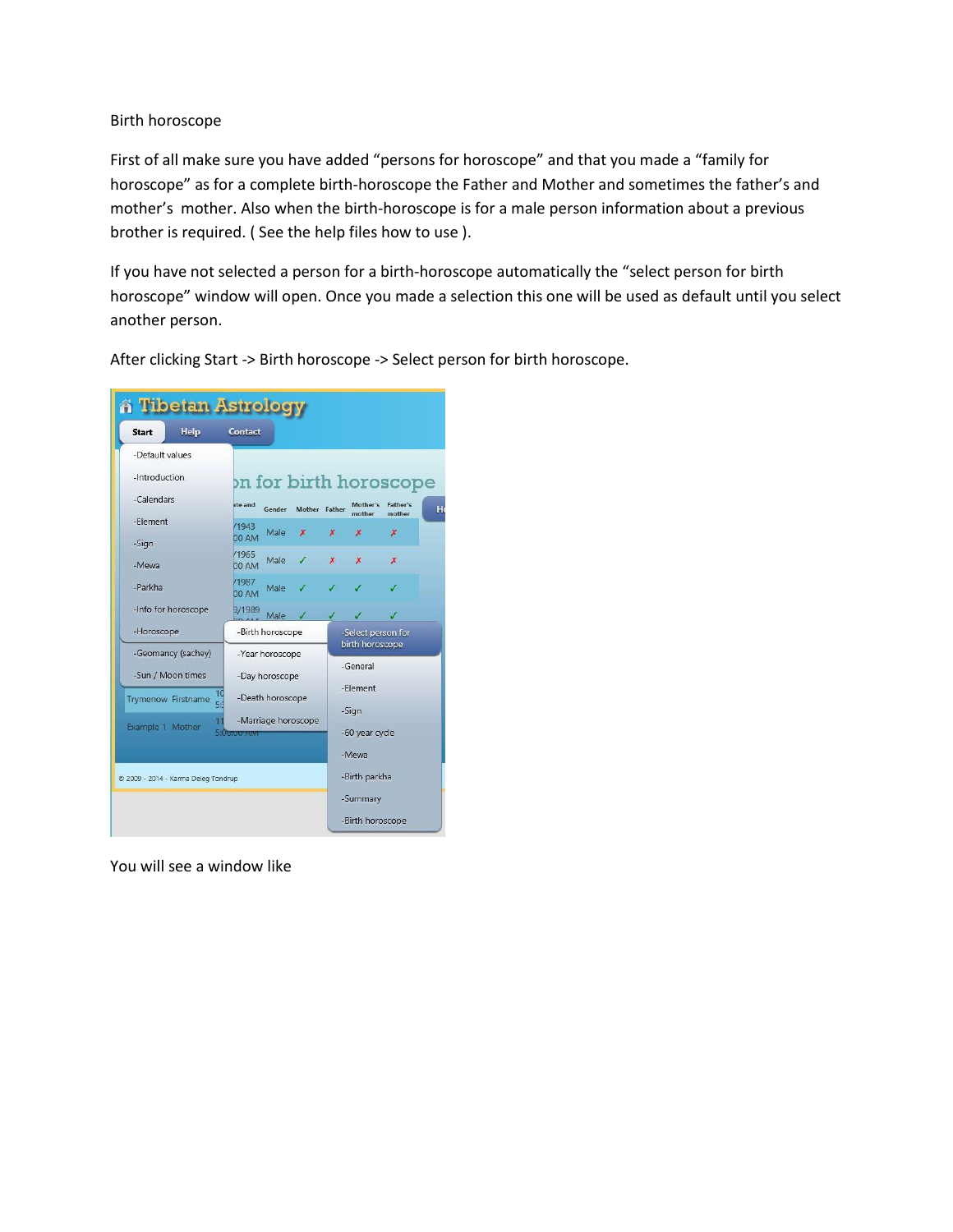# Birth horoscope

First of all make sure you have added "persons for horoscope" and that you made a "family for horoscope" as for a complete birth-horoscope the Father and Mother and sometimes the father's and mother's mother. Also when the birth-horoscope is for a male person information about a previous brother is required. ( See the help files how to use ).

If you have not selected a person for a birth-horoscope automatically the "select person for birth horoscope" window will open. Once you made a selection this one will be used as default until you select another person.

After clicking Start -> Birth horoscope -> Select person for birth horoscope.

You will see a window like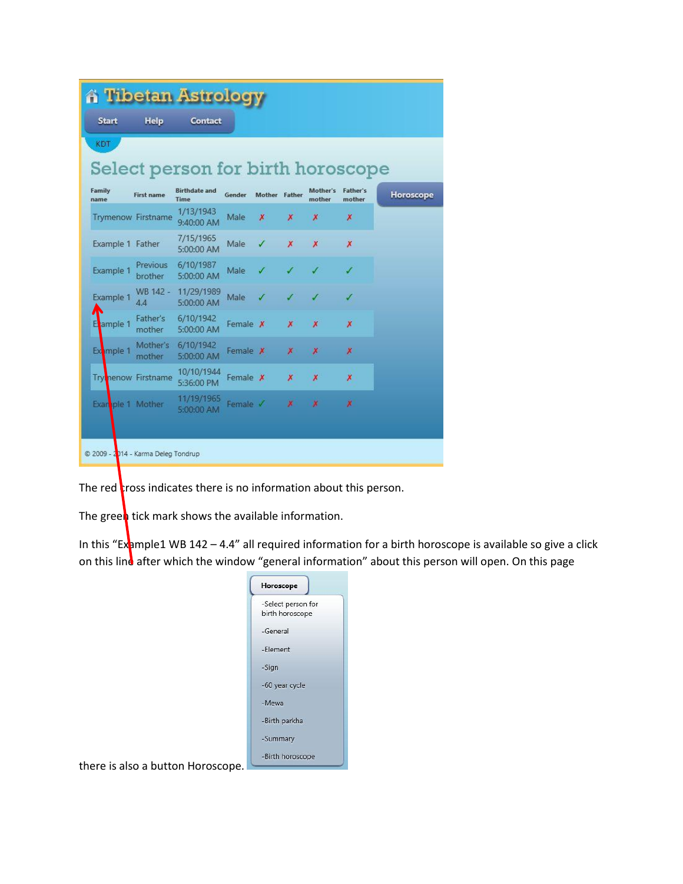# Tibetan Astrology

Start Help Contact

KDT

## Select person for birth horoscope

| Family name | First name | Birthdate and Time | Gender | Mother | Father | Mother's mother | Father's mother |
|---|---|---|---|---|---|---|---|
| Trymenow | Firstname | 1/13/1943 9:40:00 AM | Male | ✗ | ✗ | ✗ | ✗ |
| Example 1 | Father | 7/15/1965 5:00:00 AM | Male | ✓ | ✗ | ✗ | ✗ |
| Example 1 | Previous brother | 6/10/1987 5:00:00 AM | Male | ✓ | ✓ | ✓ | ✓ |
| Example 1 | WB 142 - 4.4 | 11/29/1989 5:00:00 AM | Male | ✓ | ✓ | ✓ | ✓ |
| Example 1 | Father's mother | 6/10/1942 5:00:00 AM | Female | ✗ | ✗ | ✗ | ✗ |
| Example 1 | Mother's mother | 6/10/1942 5:00:00 AM | Female | ✗ | ✗ | ✗ | ✗ |
| Trymenow | Firstname | 10/10/1944 5:36:00 PM | Female | ✗ | ✗ | ✗ | ✗ |
| Example 1 | Mother | 11/19/1965 5:00:00 AM | Female | ✓ | ✗ | ✗ | ✗ |

Horoscope

© 2009 - 2014 - Karma Deleg Tondrup

The red cross indicates there is no information about this person.

The green tick mark shows the available information.

In this "Example1 WB 142 – 4.4" all required information for a birth horoscope is available so give a click on this line after which the window "general information" about this person will open. On this page there is also a button Horoscope.

**Horoscope**

- -Select person for birth horoscope
- -General
- -Element
- -Sign
- -60 year cycle
- -Mewa
- -Birth parkha
- -Summary
- -Birth horoscope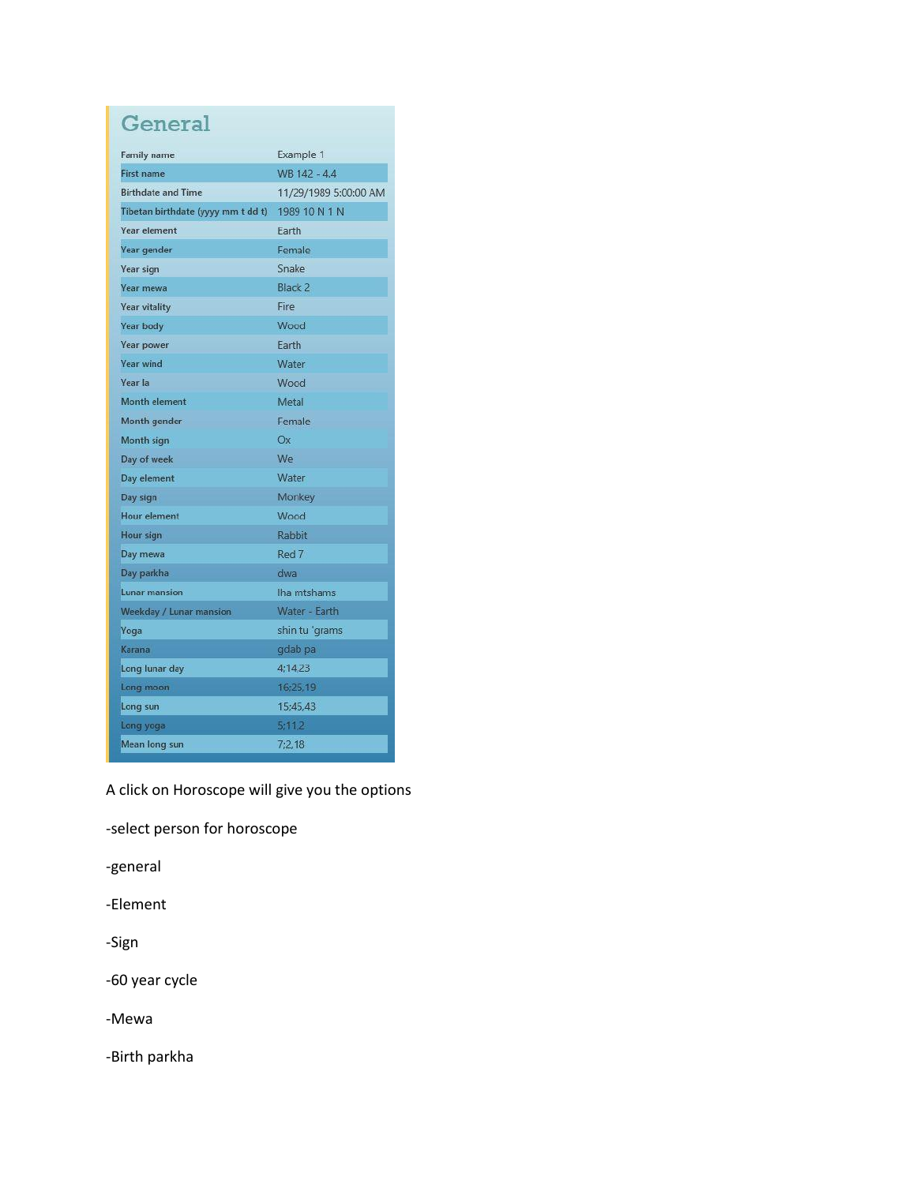## General

| Field | Value |
|---|---|
| Family name | Example 1 |
| First name | WB 142 - 4.4 |
| Birthdate and Time | 11/29/1989 5:00:00 AM |
| Tibetan birthdate (yyyy mm t dd t) | 1989 10 N 1 N |
| Year element | Earth |
| Year gender | Female |
| Year sign | Snake |
| Year mewa | Black 2 |
| Year vitality | Fire |
| Year body | Wood |
| Year power | Earth |
| Year wind | Water |
| Year la | Wood |
| Month element | Metal |
| Month gender | Female |
| Month sign | Ox |
| Day of week | We |
| Day element | Water |
| Day sign | Monkey |
| Hour element | Wood |
| Hour sign | Rabbit |
| Day mewa | Red 7 |
| Day parkha | dwa |
| Lunar mansion | lha mtshams |
| Weekday / Lunar mansion | Water - Earth |
| Yoga | shin tu 'grams |
| Karana | gdab pa |
| Long lunar day | 4;14,23 |
| Long moon | 16;25,19 |
| Long sun | 15;45,43 |
| Long yoga | 5;11,2 |
| Mean long sun | 7;2,18 |

A click on Horoscope will give you the options

-select person for horoscope

-general

-Element

-Sign

-60 year cycle

-Mewa

-Birth parkha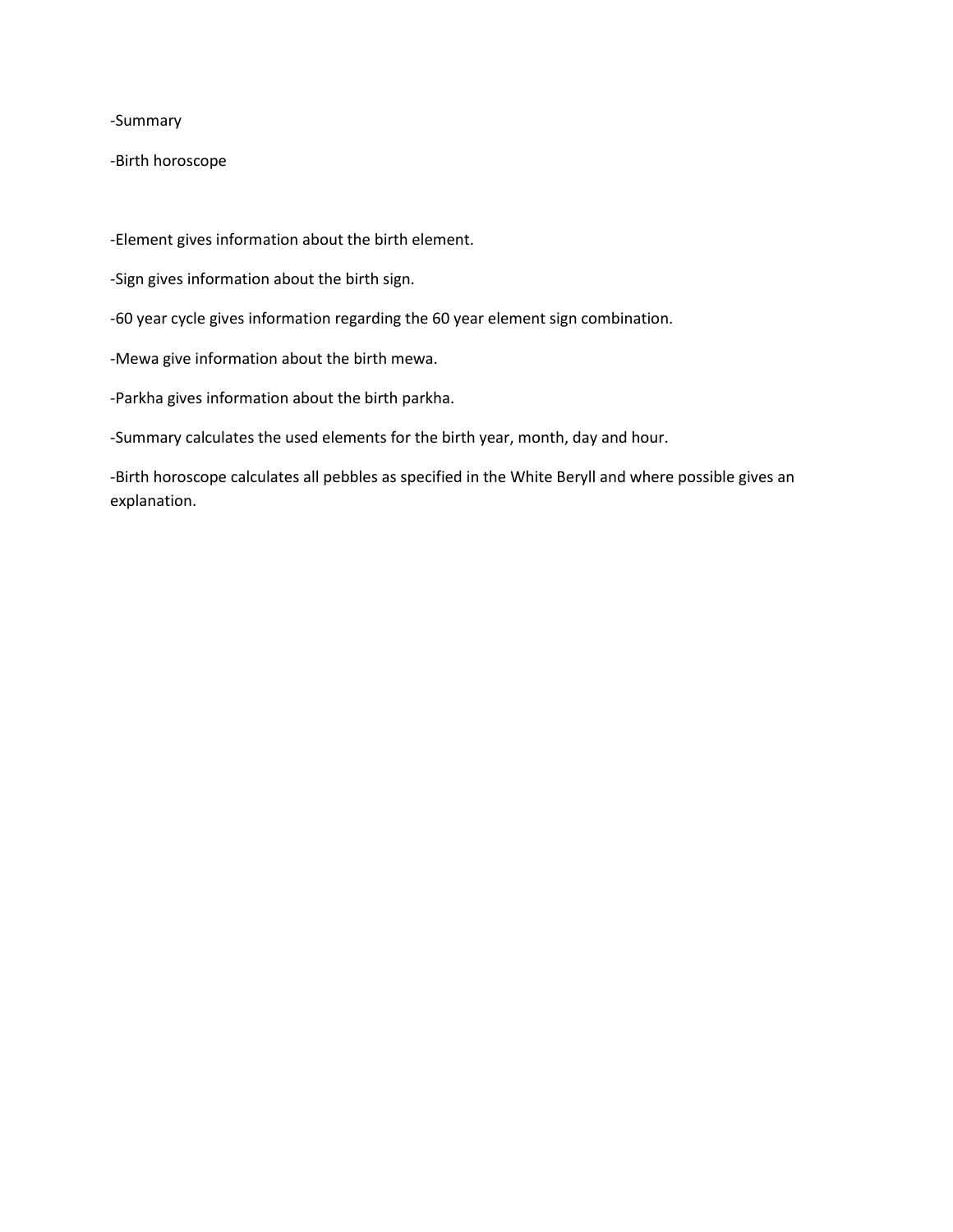-Summary

-Birth horoscope

-Element gives information about the birth element.

-Sign gives information about the birth sign.

-60 year cycle gives information regarding the 60 year element sign combination.

-Mewa give information about the birth mewa.

-Parkha gives information about the birth parkha.

-Summary calculates the used elements for the birth year, month, day and hour.

-Birth horoscope calculates all pebbles as specified in the White Beryll and where possible gives an explanation.